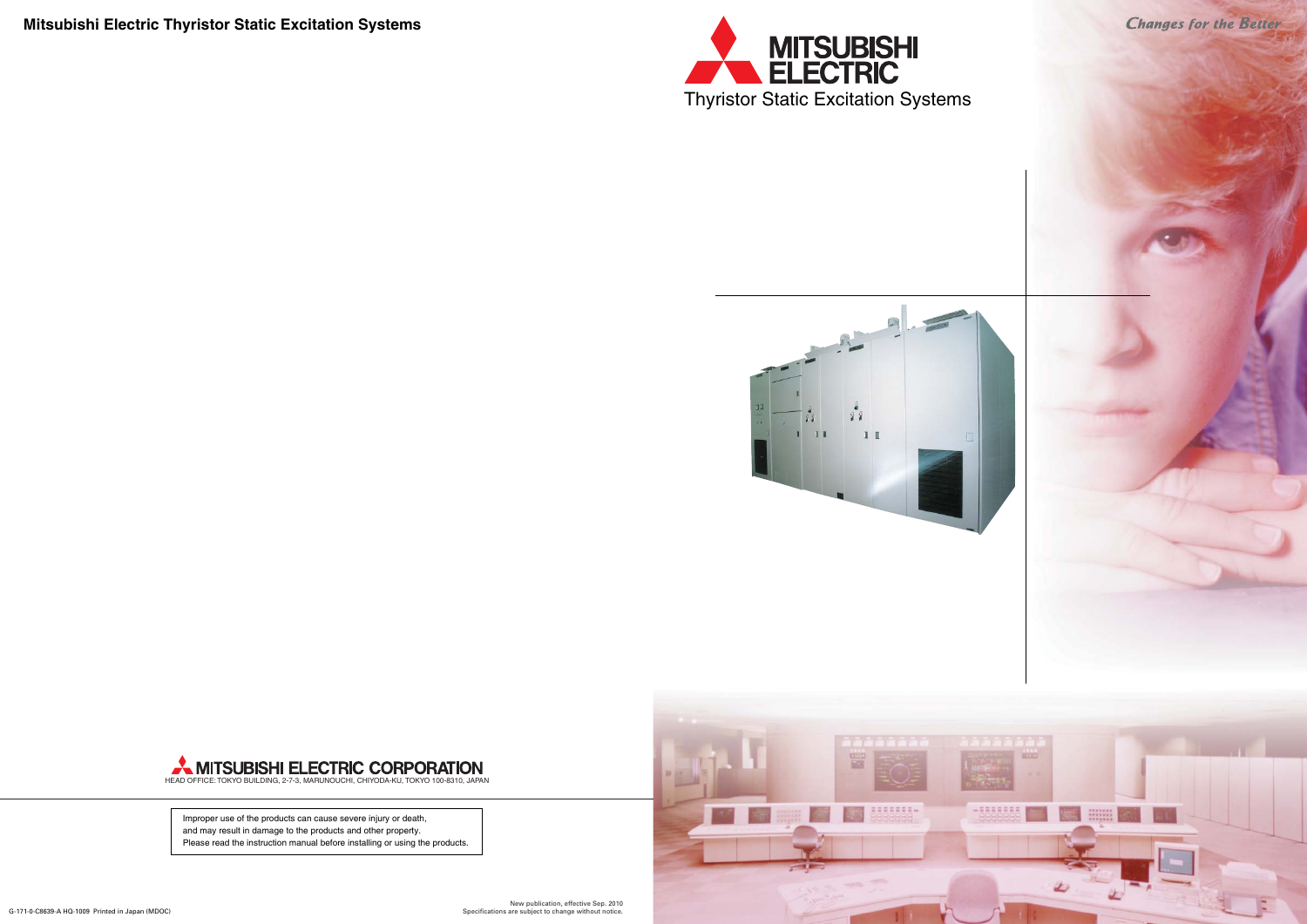# Mitsubishi Electric Thyristor Static Excitation Systems

*Changes for the Better*

MITSUBISHI ELECTRIC

Thyristor Static Excitation Systems

MITSUBISHI ELECTRIC CORPORATION

HEAD OFFICE: TOKYO BUILDING, 2-7-3, MARUNOUCHI, CHIYODA-KU, TOKYO 100-8310, JAPAN

Improper use of the products can cause severe injury or death,
and may result in damage to the products and other property.
Please read the instruction manual before installing or using the products.

G-171-0-C8639-A HQ-1009 Printed in Japan (MDOC)

New publication, effective Sep. 2010
Specifications are subject to change without notice.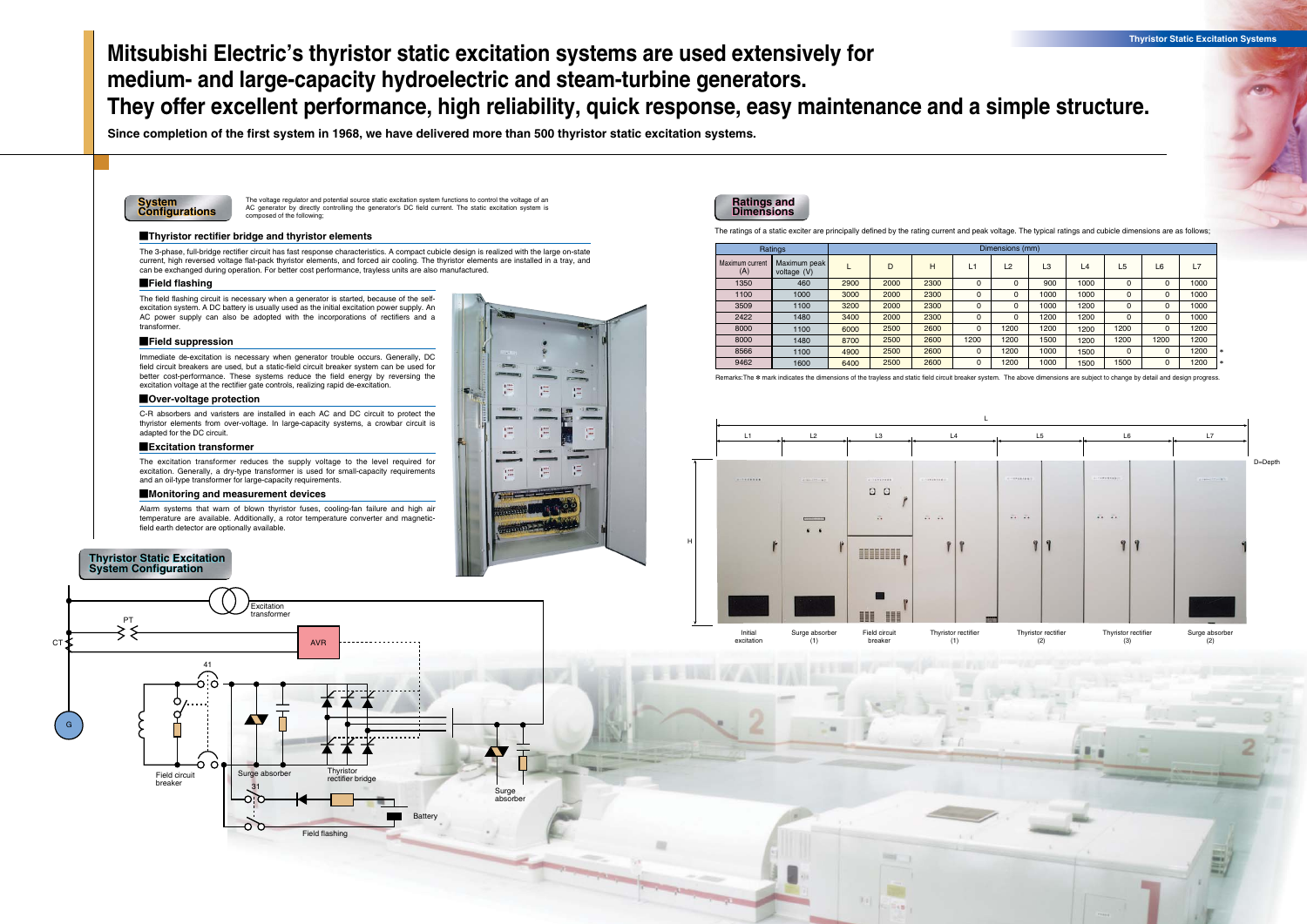# Mitsubishi Electric's thyristor static excitation systems are used extensively for medium- and large-capacity hydroelectric and steam-turbine generators. They offer excellent performance, high reliability, quick response, easy maintenance and a simple structure.

**Since completion of the first system in 1968, we have delivered more than 500 thyristor static excitation systems.**

## System Configurations

The voltage regulator and potential source static excitation system functions to control the voltage of an AC generator by directly controlling the generator's DC field current. The static excitation system is composed of the following;

### ■Thyristor rectifier bridge and thyristor elements

The 3-phase, full-bridge rectifier circuit has fast response characteristics. A compact cubicle design is realized with the large on-state current, high reversed voltage flat-pack thyristor elements, and forced air cooling. The thyristor elements are installed in a tray, and can be exchanged during operation. For better cost performance, trayless units are also manufactured.

### ■Field flashing

The field flashing circuit is necessary when a generator is started, because of the self-excitation system. A DC battery is usually used as the initial excitation power supply. An AC power supply can also be adopted with the incorporations of rectifiers and a transformer.

### ■Field suppression

Immediate de-excitation is necessary when generator trouble occurs. Generally, DC field circuit breakers are used, but a static-field circuit breaker system can be used for better cost-performance. These systems reduce the field energy by reversing the excitation voltage at the rectifier gate controls, realizing rapid de-excitation.

### ■Over-voltage protection

C-R absorbers and varistors are installed in each AC and DC circuit to protect the thyristor elements from over-voltage. In large-capacity systems, a crowbar circuit is adapted for the DC circuit.

### ■Excitation transformer

The excitation transformer reduces the supply voltage to the level required for excitation. Generally, a dry-type transformer is used for small-capacity requirements and an oil-type transformer for large-capacity requirements.

### ■Monitoring and measurement devices

Alarm systems that warn of blown thyristor fuses, cooling-fan failure and high air temperature are available. Additionally, a rotor temperature converter and magnetic-field earth detector are optionally available.

## Thyristor Static Excitation System Configuration

Excitation transformer
PT
CT
AVR
G
41
Field circuit breaker
Surge absorber
Thyristor rectifier bridge
31
Surge absorber
Battery
Field flashing

## Ratings and Dimensions

The ratings of a static exciter are principally defined by the rating current and peak voltage. The typical ratings and cubicle dimensions are as follows;

| Ratings | | Dimensions (mm) | | | | | | | | | | |
|---|---|---|---|---|---|---|---|---|---|---|---|---|
| Maximum current (A) | Maximum peak voltage (V) | L | D | H | L1 | L2 | L3 | L4 | L5 | L6 | L7 | |
| 1350 | 460 | 2900 | 2000 | 2300 | 0 | 0 | 900 | 1000 | 0 | 0 | 1000 | |
| 1100 | 1000 | 3000 | 2000 | 2300 | 0 | 0 | 1000 | 1000 | 0 | 0 | 1000 | |
| 3509 | 1100 | 3200 | 2000 | 2300 | 0 | 0 | 1000 | 1200 | 0 | 0 | 1000 | |
| 2422 | 1480 | 3400 | 2000 | 2300 | 0 | 0 | 1200 | 1200 | 0 | 0 | 1000 | |
| 8000 | 1100 | 6000 | 2500 | 2600 | 0 | 1200 | 1200 | 1200 | 1200 | 0 | 1200 | |
| 8000 | 1480 | 8700 | 2500 | 2600 | 1200 | 1200 | 1500 | 1200 | 1200 | 1200 | 1200 | |
| 8566 | 1100 | 4900 | 2500 | 2600 | 0 | 1200 | 1000 | 1500 | 0 | 0 | 1200 | * |
| 9462 | 1600 | 6400 | 2500 | 2600 | 0 | 1200 | 1000 | 1500 | 1500 | 0 | 1200 | * |

Remarks:The * mark indicates the dimensions of the trayless and static field circuit breaker system. The above dimensions are subject to change by detail and design progress.

L
L1 L2 L3 L4 L5 L6 L7
D=Depth
H
Initial excitation
Surge absorber (1)
Field circuit breaker
Thyristor rectifier (1)
Thyristor rectifier (2)
Thyristor rectifier (3)
Surge absorber (2)